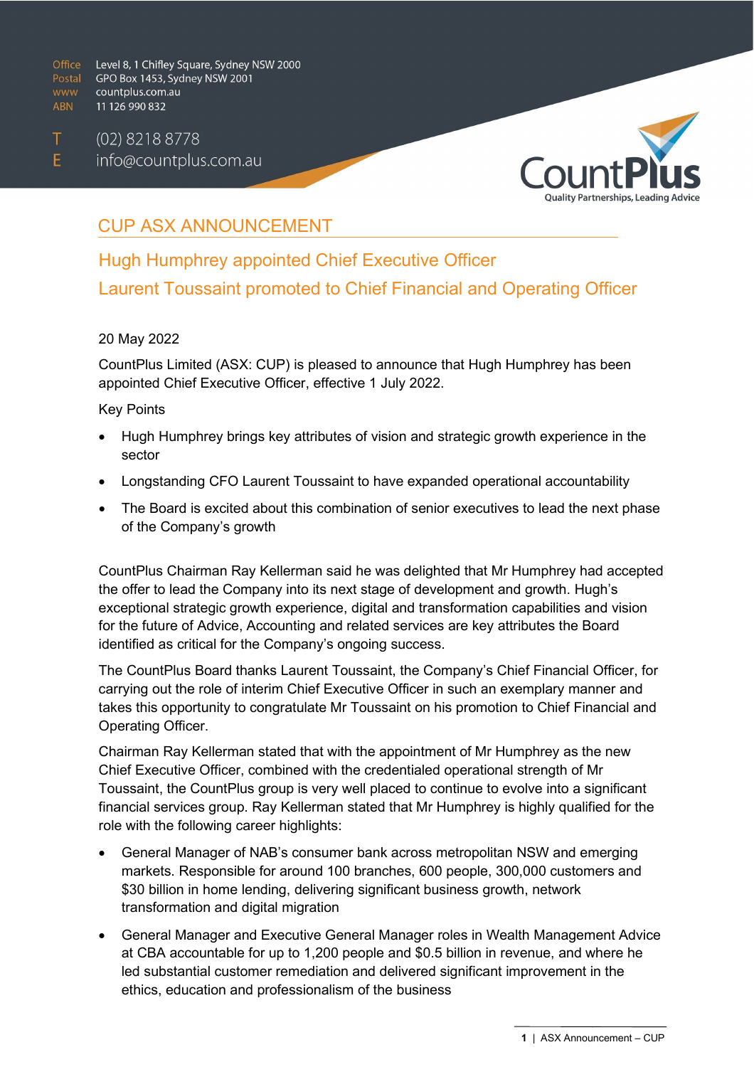Office Level 8, 1 Chifley Square, Sydney NSW 2000
Postal GPO Box 1453, Sydney NSW 2001
www countplus.com.au
ABN 11 126 990 832

T (02) 8218 8778
E info@countplus.com.au

CountPlus
Quality Partnerships, Leading Advice

# CUP ASX ANNOUNCEMENT

## Hugh Humphrey appointed Chief Executive Officer

## Laurent Toussaint promoted to Chief Financial and Operating Officer

20 May 2022

CountPlus Limited (ASX: CUP) is pleased to announce that Hugh Humphrey has been appointed Chief Executive Officer, effective 1 July 2022.

Key Points

- Hugh Humphrey brings key attributes of vision and strategic growth experience in the sector
- Longstanding CFO Laurent Toussaint to have expanded operational accountability
- The Board is excited about this combination of senior executives to lead the next phase of the Company's growth

CountPlus Chairman Ray Kellerman said he was delighted that Mr Humphrey had accepted the offer to lead the Company into its next stage of development and growth. Hugh's exceptional strategic growth experience, digital and transformation capabilities and vision for the future of Advice, Accounting and related services are key attributes the Board identified as critical for the Company's ongoing success.

The CountPlus Board thanks Laurent Toussaint, the Company's Chief Financial Officer, for carrying out the role of interim Chief Executive Officer in such an exemplary manner and takes this opportunity to congratulate Mr Toussaint on his promotion to Chief Financial and Operating Officer.

Chairman Ray Kellerman stated that with the appointment of Mr Humphrey as the new Chief Executive Officer, combined with the credentialed operational strength of Mr Toussaint, the CountPlus group is very well placed to continue to evolve into a significant financial services group. Ray Kellerman stated that Mr Humphrey is highly qualified for the role with the following career highlights:

- General Manager of NAB's consumer bank across metropolitan NSW and emerging markets. Responsible for around 100 branches, 600 people, 300,000 customers and $30 billion in home lending, delivering significant business growth, network transformation and digital migration
- General Manager and Executive General Manager roles in Wealth Management Advice at CBA accountable for up to 1,200 people and $0.5 billion in revenue, and where he led substantial customer remediation and delivered significant improvement in the ethics, education and professionalism of the business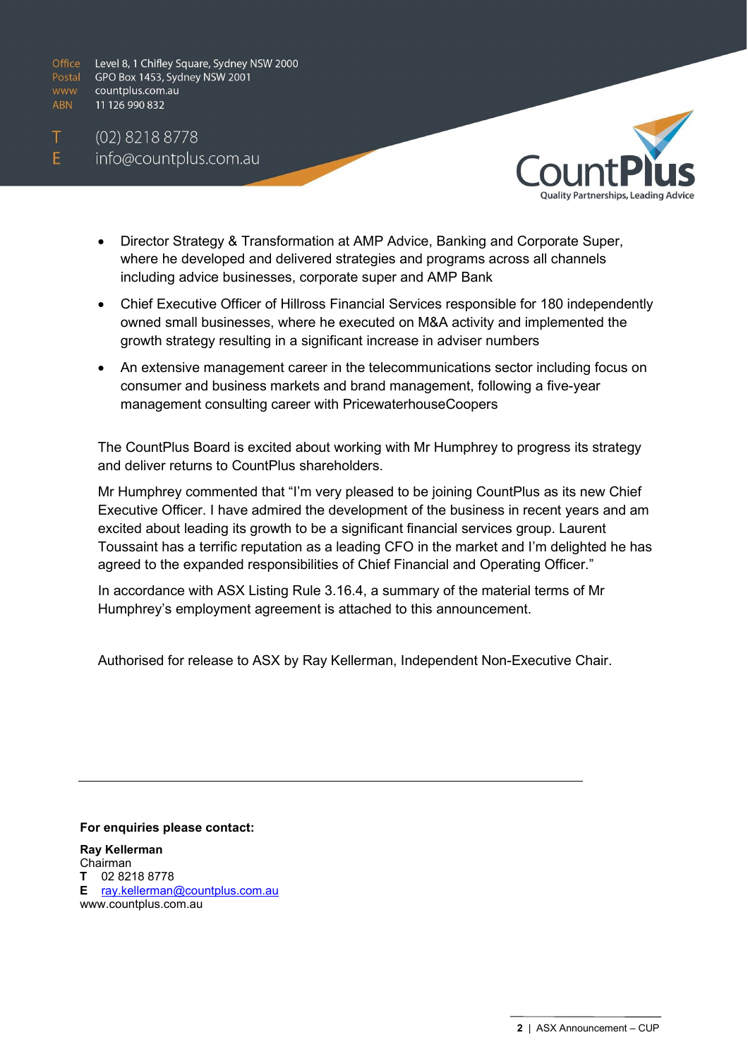- Director Strategy & Transformation at AMP Advice, Banking and Corporate Super, where he developed and delivered strategies and programs across all channels including advice businesses, corporate super and AMP Bank
- Chief Executive Officer of Hillross Financial Services responsible for 180 independently owned small businesses, where he executed on M&A activity and implemented the growth strategy resulting in a significant increase in adviser numbers
- An extensive management career in the telecommunications sector including focus on consumer and business markets and brand management, following a five-year management consulting career with PricewaterhouseCoopers

The CountPlus Board is excited about working with Mr Humphrey to progress its strategy and deliver returns to CountPlus shareholders.

Mr Humphrey commented that "I'm very pleased to be joining CountPlus as its new Chief Executive Officer. I have admired the development of the business in recent years and am excited about leading its growth to be a significant financial services group. Laurent Toussaint has a terrific reputation as a leading CFO in the market and I'm delighted he has agreed to the expanded responsibilities of Chief Financial and Operating Officer."

In accordance with ASX Listing Rule 3.16.4, a summary of the material terms of Mr Humphrey's employment agreement is attached to this announcement.

Authorised for release to ASX by Ray Kellerman, Independent Non-Executive Chair.

---

**For enquiries please contact:**

**Ray Kellerman**
Chairman
**T** 02 8218 8778
**E** ray.kellerman@countplus.com.au
www.countplus.com.au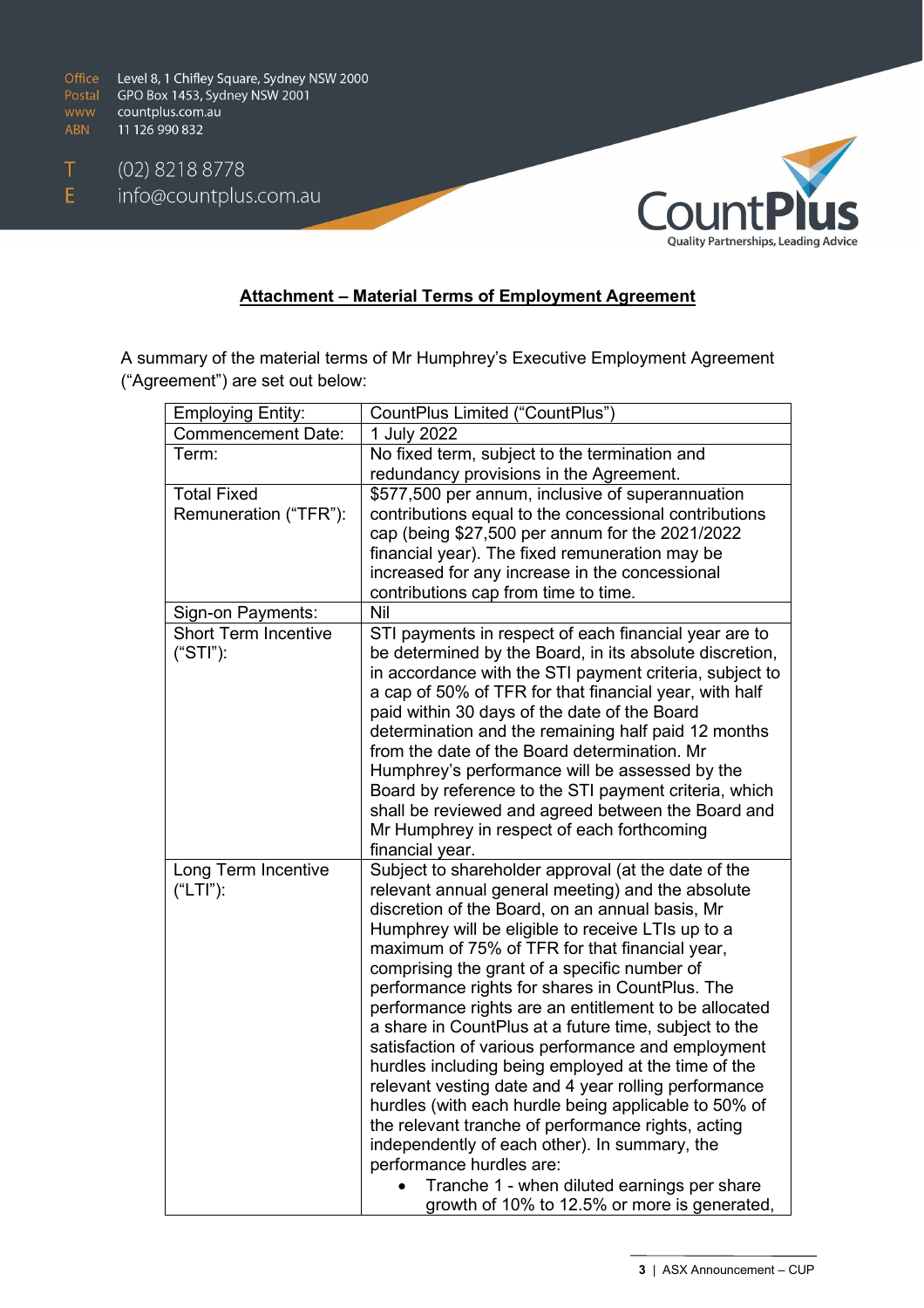## Attachment – Material Terms of Employment Agreement

A summary of the material terms of Mr Humphrey's Executive Employment Agreement ("Agreement") are set out below:

| | |
|---|---|
| Employing Entity: | CountPlus Limited ("CountPlus") |
| Commencement Date: | 1 July 2022 |
| Term: | No fixed term, subject to the termination and redundancy provisions in the Agreement. |
| Total Fixed Remuneration ("TFR"): | $577,500 per annum, inclusive of superannuation contributions equal to the concessional contributions cap (being $27,500 per annum for the 2021/2022 financial year). The fixed remuneration may be increased for any increase in the concessional contributions cap from time to time. |
| Sign-on Payments: | Nil |
| Short Term Incentive ("STI"): | STI payments in respect of each financial year are to be determined by the Board, in its absolute discretion, in accordance with the STI payment criteria, subject to a cap of 50% of TFR for that financial year, with half paid within 30 days of the date of the Board determination and the remaining half paid 12 months from the date of the Board determination. Mr Humphrey's performance will be assessed by the Board by reference to the STI payment criteria, which shall be reviewed and agreed between the Board and Mr Humphrey in respect of each forthcoming financial year. |
| Long Term Incentive ("LTI"): | Subject to shareholder approval (at the date of the relevant annual general meeting) and the absolute discretion of the Board, on an annual basis, Mr Humphrey will be eligible to receive LTIs up to a maximum of 75% of TFR for that financial year, comprising the grant of a specific number of performance rights for shares in CountPlus. The performance rights are an entitlement to be allocated a share in CountPlus at a future time, subject to the satisfaction of various performance and employment hurdles including being employed at the time of the relevant vesting date and 4 year rolling performance hurdles (with each hurdle being applicable to 50% of the relevant tranche of performance rights, acting independently of each other). In summary, the performance hurdles are:<br>• Tranche 1 - when diluted earnings per share growth of 10% to 12.5% or more is generated, |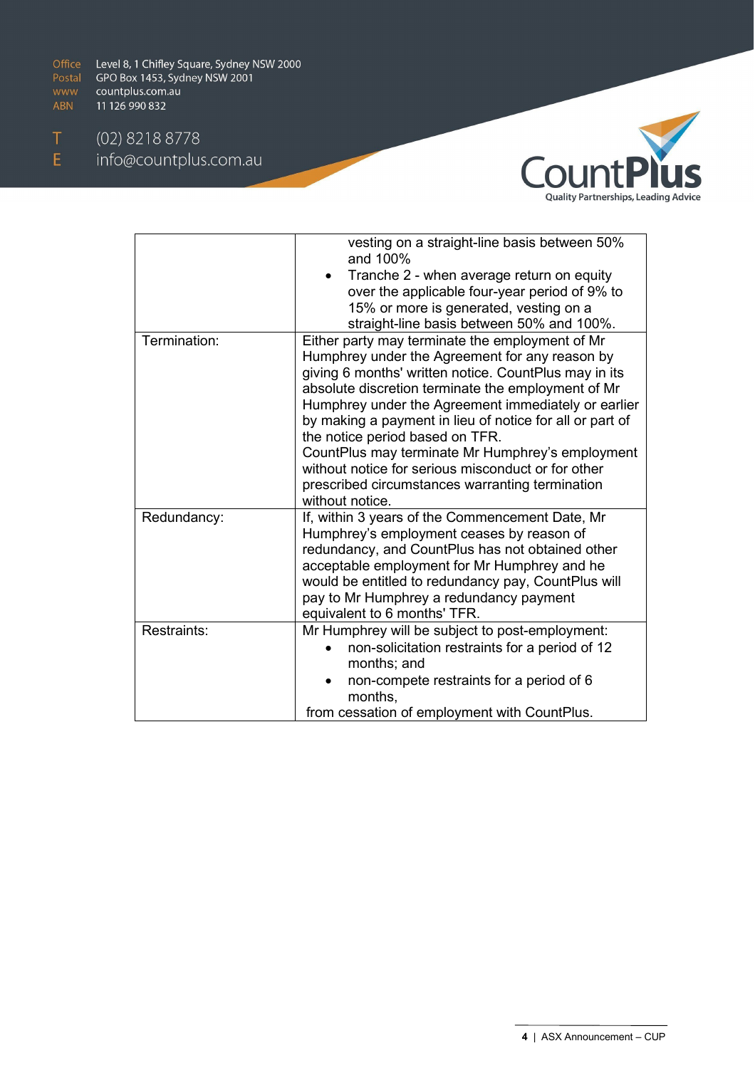| | |
|---|---|
| | vesting on a straight-line basis between 50% and 100%<br>• Tranche 2 - when average return on equity over the applicable four-year period of 9% to 15% or more is generated, vesting on a straight-line basis between 50% and 100%. |
| Termination: | Either party may terminate the employment of Mr Humphrey under the Agreement for any reason by giving 6 months' written notice. CountPlus may in its absolute discretion terminate the employment of Mr Humphrey under the Agreement immediately or earlier by making a payment in lieu of notice for all or part of the notice period based on TFR.<br>CountPlus may terminate Mr Humphrey's employment without notice for serious misconduct or for other prescribed circumstances warranting termination without notice. |
| Redundancy: | If, within 3 years of the Commencement Date, Mr Humphrey's employment ceases by reason of redundancy, and CountPlus has not obtained other acceptable employment for Mr Humphrey and he would be entitled to redundancy pay, CountPlus will pay to Mr Humphrey a redundancy payment equivalent to 6 months' TFR. |
| Restraints: | Mr Humphrey will be subject to post-employment:<br>• non-solicitation restraints for a period of 12 months; and<br>• non-compete restraints for a period of 6 months,<br>from cessation of employment with CountPlus. |